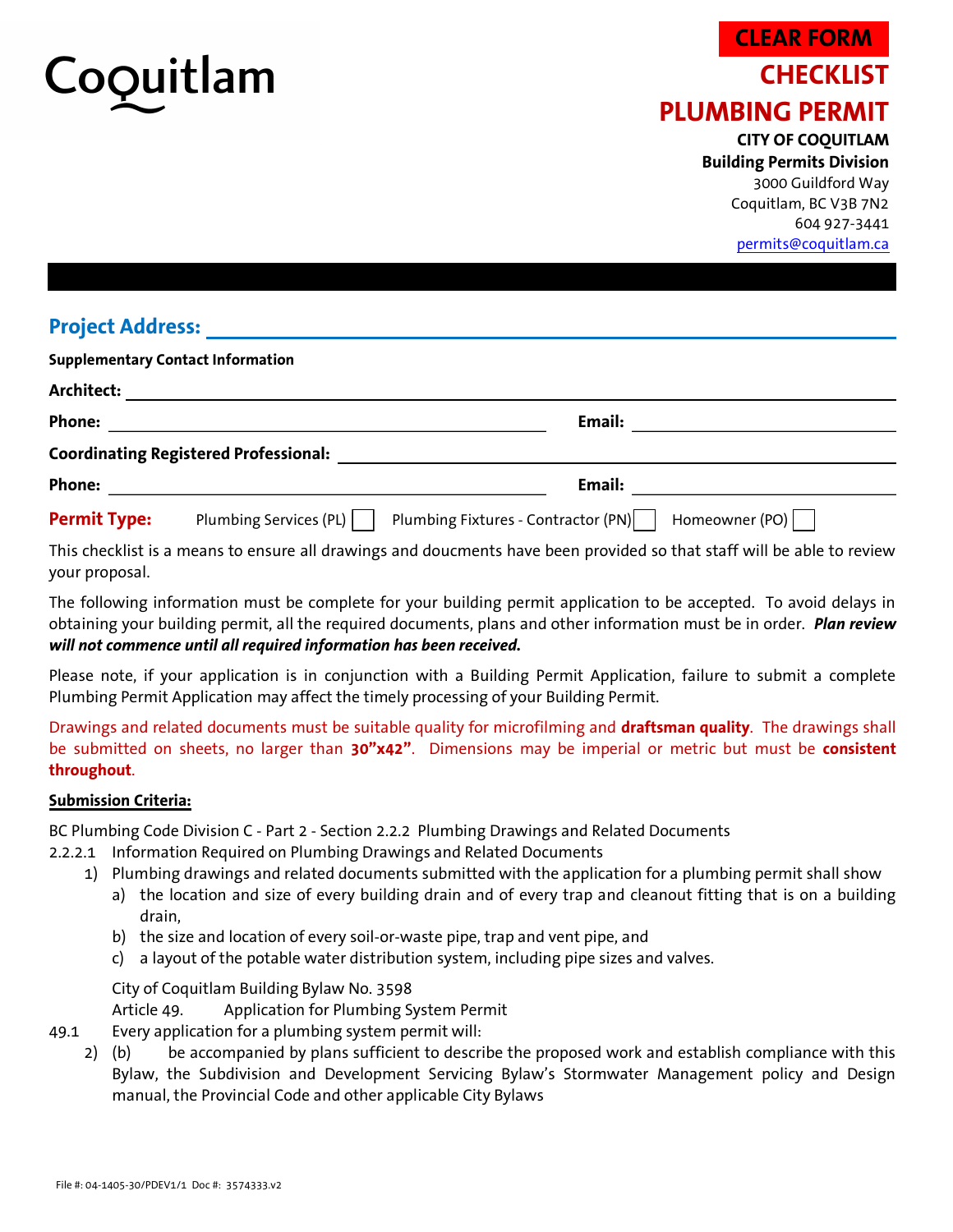Coquitlam

CLEAR FORM

# CHECKLIST
# PLUMBING PERMIT

**CITY OF COQUITLAM**
**Building Permits Division**
3000 Guildford Way
Coquitlam, BC V3B 7N2
604 927-3441
permits@coquitlam.ca

## Project Address: ______________________________

**Supplementary Contact Information**

**Architect:** ______________________________

**Phone:** ______________________ **Email:** ______________________

**Coordinating Registered Professional:** ______________________________

**Phone:** ______________________ **Email:** ______________________

**Permit Type:** Plumbing Services (PL) ☐ Plumbing Fixtures - Contractor (PN) ☐ Homeowner (PO) ☐

This checklist is a means to ensure all drawings and doucments have been provided so that staff will be able to review your proposal.

The following information must be complete for your building permit application to be accepted. To avoid delays in obtaining your building permit, all the required documents, plans and other information must be in order. ***Plan review will not commence until all required information has been received.***

Please note, if your application is in conjunction with a Building Permit Application, failure to submit a complete Plumbing Permit Application may affect the timely processing of your Building Permit.

Drawings and related documents must be suitable quality for microfilming and **draftsman quality**. The drawings shall be submitted on sheets, no larger than **30"x42"**. Dimensions may be imperial or metric but must be **consistent throughout**.

**Submission Criteria:**

BC Plumbing Code Division C - Part 2 - Section 2.2.2 Plumbing Drawings and Related Documents

2.2.2.1 Information Required on Plumbing Drawings and Related Documents

1) Plumbing drawings and related documents submitted with the application for a plumbing permit shall show
   a) the location and size of every building drain and of every trap and cleanout fitting that is on a building drain,
   b) the size and location of every soil-or-waste pipe, trap and vent pipe, and
   c) a layout of the potable water distribution system, including pipe sizes and valves.

City of Coquitlam Building Bylaw No. 3598
Article 49. Application for Plumbing System Permit

49.1 Every application for a plumbing system permit will:

2) (b) be accompanied by plans sufficient to describe the proposed work and establish compliance with this Bylaw, the Subdivision and Development Servicing Bylaw's Stormwater Management policy and Design manual, the Provincial Code and other applicable City Bylaws

File #: 04-1405-30/PDEV1/1 Doc #: 3574333.v2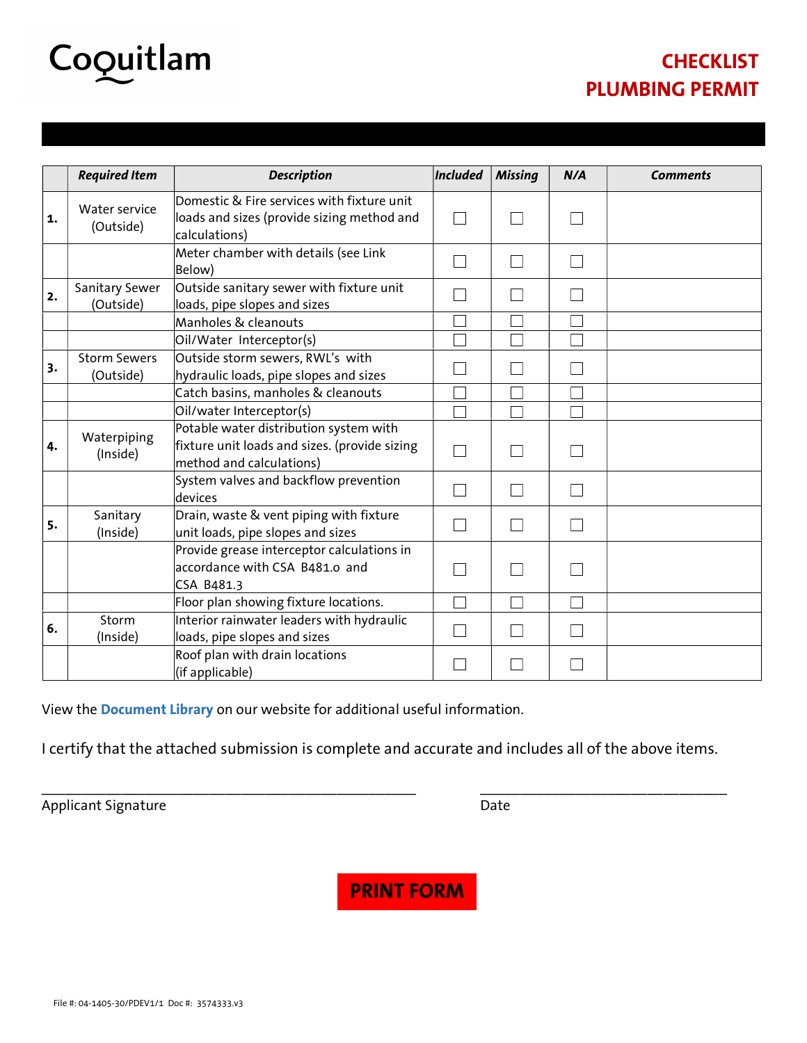Coquitlam

# CHECKLIST PLUMBING PERMIT

| | *Required Item* | *Description* | *Included* | *Missing* | *N/A* | *Comments* |
|---|---|---|---|---|---|---|
| **1.** | Water service (Outside) | Domestic & Fire services with fixture unit loads and sizes (provide sizing method and calculations) | ☐ | ☐ | ☐ | |
| | | Meter chamber with details (see Link Below) | ☐ | ☐ | ☐ | |
| **2.** | Sanitary Sewer (Outside) | Outside sanitary sewer with fixture unit loads, pipe slopes and sizes | ☐ | ☐ | ☐ | |
| | | Manholes & cleanouts | ☐ | ☐ | ☐ | |
| | | Oil/Water Interceptor(s) | ☐ | ☐ | ☐ | |
| **3.** | Storm Sewers (Outside) | Outside storm sewers, RWL's with hydraulic loads, pipe slopes and sizes | ☐ | ☐ | ☐ | |
| | | Catch basins, manholes & cleanouts | ☐ | ☐ | ☐ | |
| | | Oil/water Interceptor(s) | ☐ | ☐ | ☐ | |
| **4.** | Waterpiping (Inside) | Potable water distribution system with fixture unit loads and sizes. (provide sizing method and calculations) | ☐ | ☐ | ☐ | |
| | | System valves and backflow prevention devices | ☐ | ☐ | ☐ | |
| **5.** | Sanitary (Inside) | Drain, waste & vent piping with fixture unit loads, pipe slopes and sizes | ☐ | ☐ | ☐ | |
| | | Provide grease interceptor calculations in accordance with CSA B481.0 and CSA B481.3 | ☐ | ☐ | ☐ | |
| | | Floor plan showing fixture locations. | ☐ | ☐ | ☐ | |
| **6.** | Storm (Inside) | Interior rainwater leaders with hydraulic loads, pipe slopes and sizes | ☐ | ☐ | ☐ | |
| | | Roof plan with drain locations (if applicable) | ☐ | ☐ | ☐ | |

View the **Document Library** on our website for additional useful information.

I certify that the attached submission is complete and accurate and includes all of the above items.

_______________________________________________ ______________________________

Applicant Signature Date

**PRINT FORM**

File #: 04-1405-30/PDEV1/1 Doc #: 3574333.v3